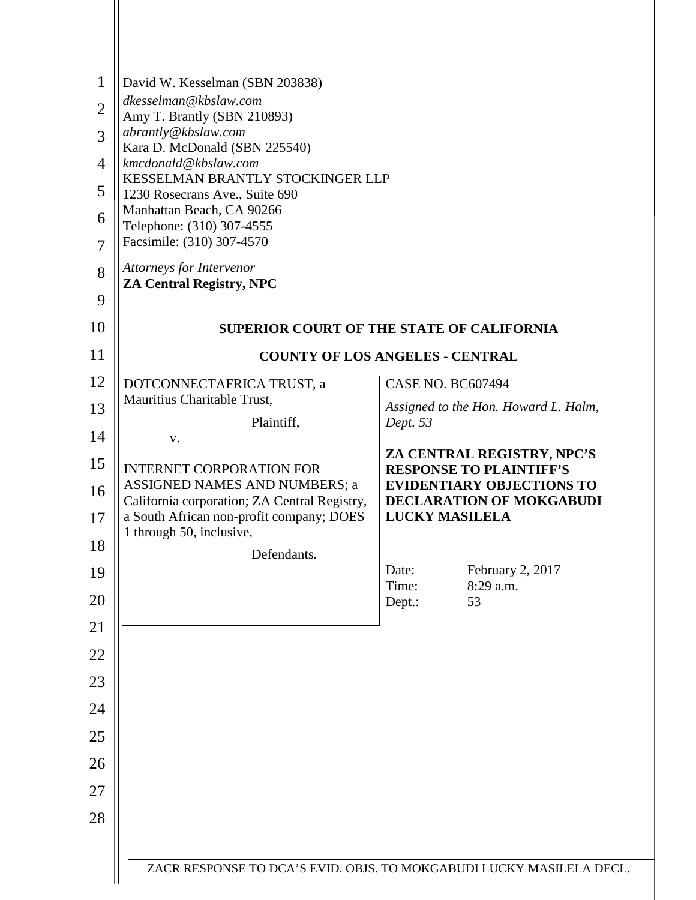David W. Kesselman (SBN 203838)
*dkesselman@kbslaw.com*
Amy T. Brantly (SBN 210893)
*abrantly@kbslaw.com*
Kara D. McDonald (SBN 225540)
*kmcdonald@kbslaw.com*
KESSELMAN BRANTLY STOCKINGER LLP
1230 Rosecrans Ave., Suite 690
Manhattan Beach, CA 90266
Telephone: (310) 307-4555
Facsimile: (310) 307-4570

*Attorneys for Intervenor*
**ZA Central Registry, NPC**

**SUPERIOR COURT OF THE STATE OF CALIFORNIA**

**COUNTY OF LOS ANGELES - CENTRAL**

DOTCONNECTAFRICA TRUST, a Mauritius Charitable Trust,

Plaintiff,

v.

INTERNET CORPORATION FOR ASSIGNED NAMES AND NUMBERS; a California corporation; ZA Central Registry, a South African non-profit company; DOES 1 through 50, inclusive,

Defendants.

CASE NO. BC607494

*Assigned to the Hon. Howard L. Halm, Dept. 53*

**ZA CENTRAL REGISTRY, NPC'S RESPONSE TO PLAINTIFF'S EVIDENTIARY OBJECTIONS TO DECLARATION OF MOKGABUDI LUCKY MASILELA**

Date: February 2, 2017
Time: 8:29 a.m.
Dept.: 53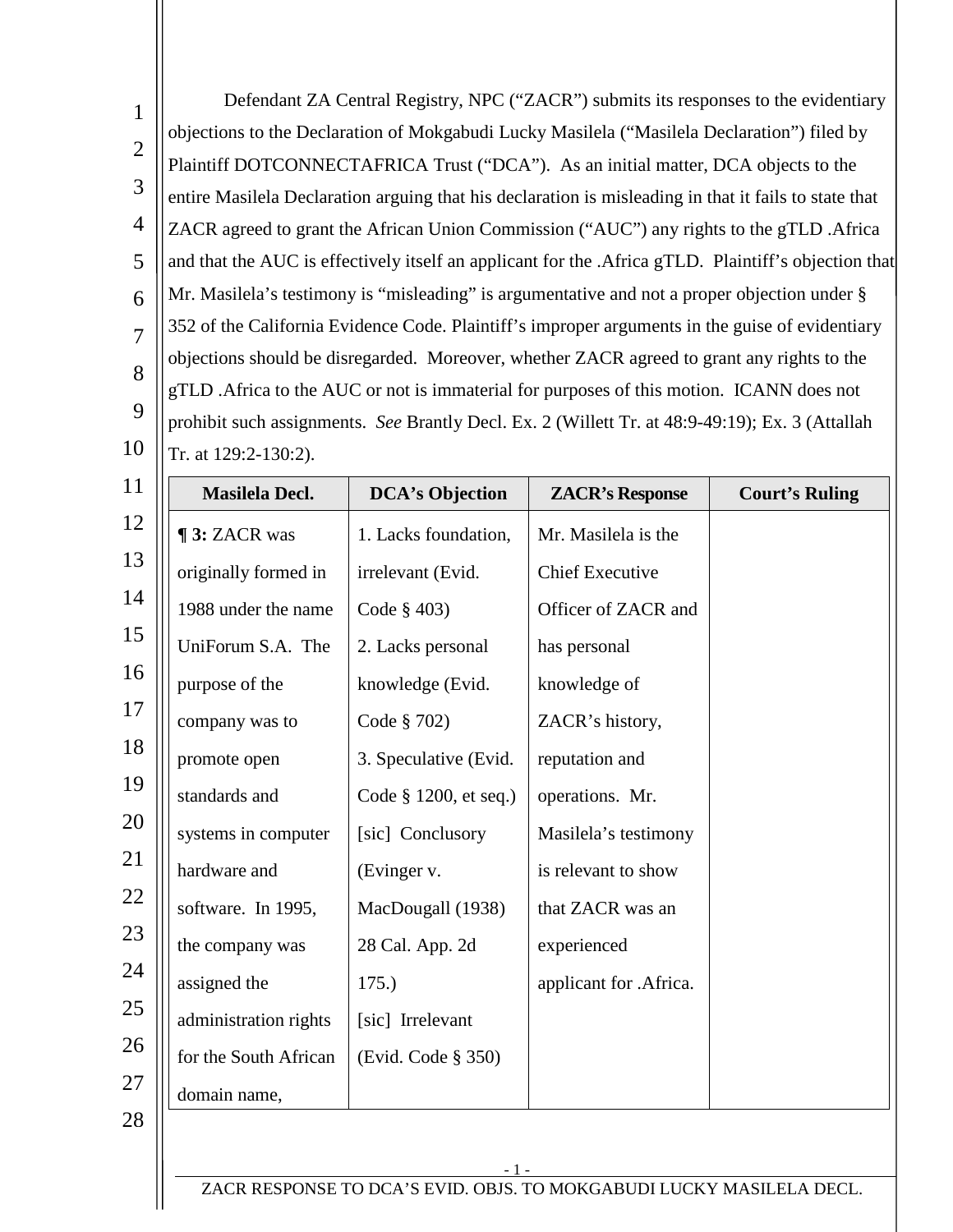Defendant ZA Central Registry, NPC ("ZACR") submits its responses to the evidentiary objections to the Declaration of Mokgabudi Lucky Masilela ("Masilela Declaration") filed by Plaintiff DOTCONNECTAFRICA Trust ("DCA"). As an initial matter, DCA objects to the entire Masilela Declaration arguing that his declaration is misleading in that it fails to state that ZACR agreed to grant the African Union Commission ("AUC") any rights to the gTLD .Africa and that the AUC is effectively itself an applicant for the .Africa gTLD. Plaintiff's objection that Mr. Masilela's testimony is "misleading" is argumentative and not a proper objection under § 352 of the California Evidence Code. Plaintiff's improper arguments in the guise of evidentiary objections should be disregarded. Moreover, whether ZACR agreed to grant any rights to the gTLD .Africa to the AUC or not is immaterial for purposes of this motion. ICANN does not prohibit such assignments. *See* Brantly Decl. Ex. 2 (Willett Tr. at 48:9-49:19); Ex. 3 (Attallah Tr. at 129:2-130:2).

| Masilela Decl. | DCA's Objection | ZACR's Response | Court's Ruling |
|---|---|---|---|
| **¶ 3:** ZACR was originally formed in 1988 under the name UniForum S.A. The purpose of the company was to promote open standards and systems in computer hardware and software. In 1995, the company was assigned the administration rights for the South African domain name, | 1. Lacks foundation, irrelevant (Evid. Code § 403)<br>2. Lacks personal knowledge (Evid. Code § 702)<br>3. Speculative (Evid. Code § 1200, et seq.)<br>[sic] Conclusory (Evinger v. MacDougall (1938) 28 Cal. App. 2d 175.)<br>[sic] Irrelevant (Evid. Code § 350) | Mr. Masilela is the Chief Executive Officer of ZACR and has personal knowledge of ZACR's history, reputation and operations. Mr. Masilela's testimony is relevant to show that ZACR was an experienced applicant for .Africa. | |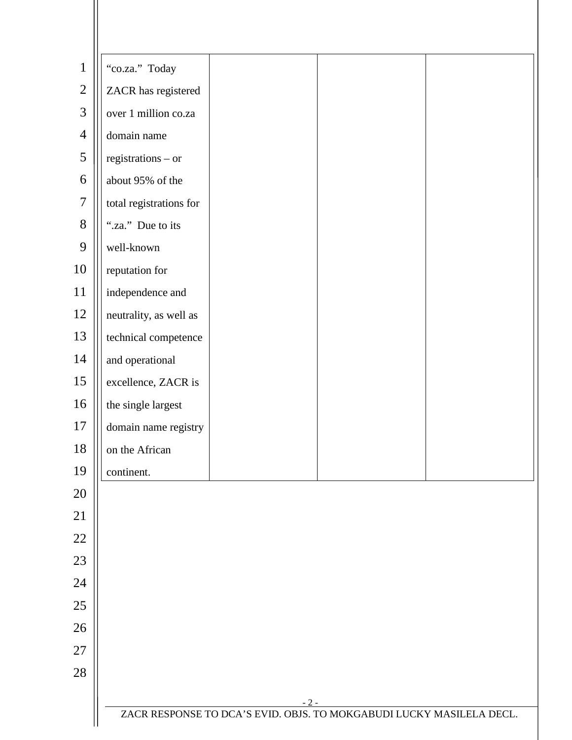| | | | |
|---|---|---|---|
| "co.za." Today ZACR has registered over 1 million co.za domain name registrations – or about 95% of the total registrations for ".za." Due to its well-known reputation for independence and neutrality, as well as technical competence and operational excellence, ZACR is the single largest domain name registry on the African continent. | | | |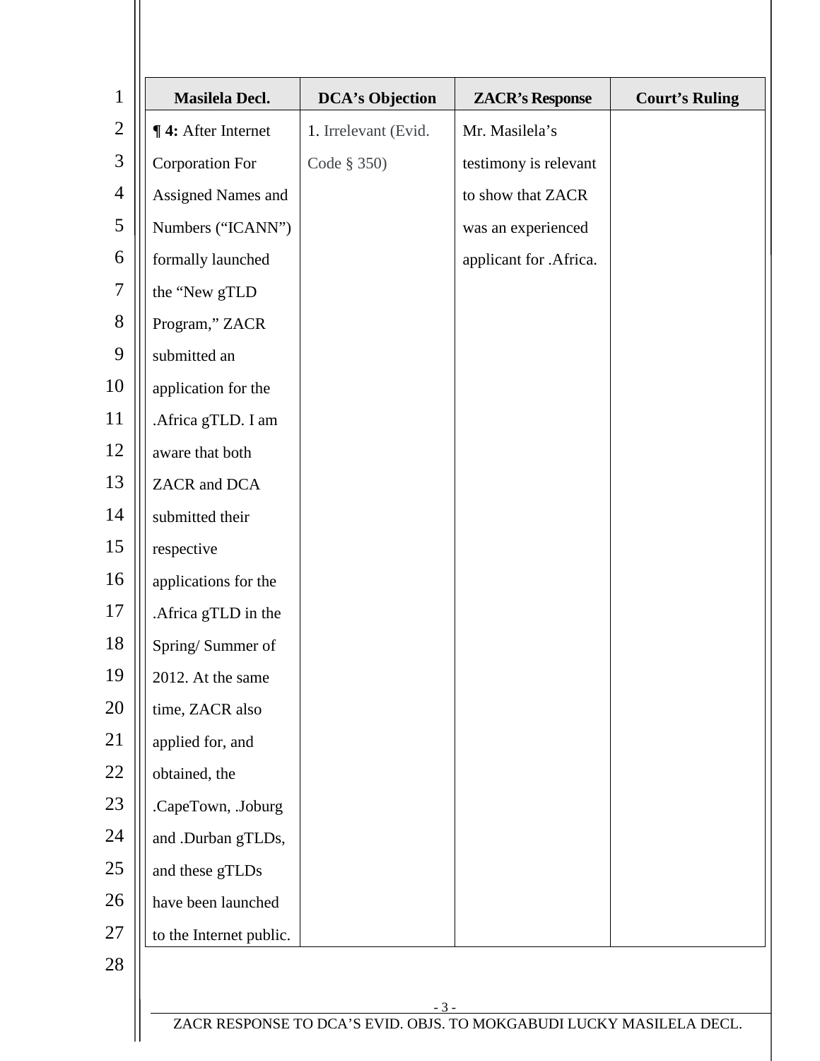| Masilela Decl. | DCA's Objection | ZACR's Response | Court's Ruling |
|---|---|---|---|
| **¶ 4:** After Internet Corporation For Assigned Names and Numbers ("ICANN") formally launched the "New gTLD Program," ZACR submitted an application for the .Africa gTLD. I am aware that both ZACR and DCA submitted their respective applications for the .Africa gTLD in the Spring/ Summer of 2012. At the same time, ZACR also applied for, and obtained, the .CapeTown, .Joburg and .Durban gTLDs, and these gTLDs have been launched to the Internet public. | 1. Irrelevant (Evid. Code § 350) | Mr. Masilela's testimony is relevant to show that ZACR was an experienced applicant for .Africa. | |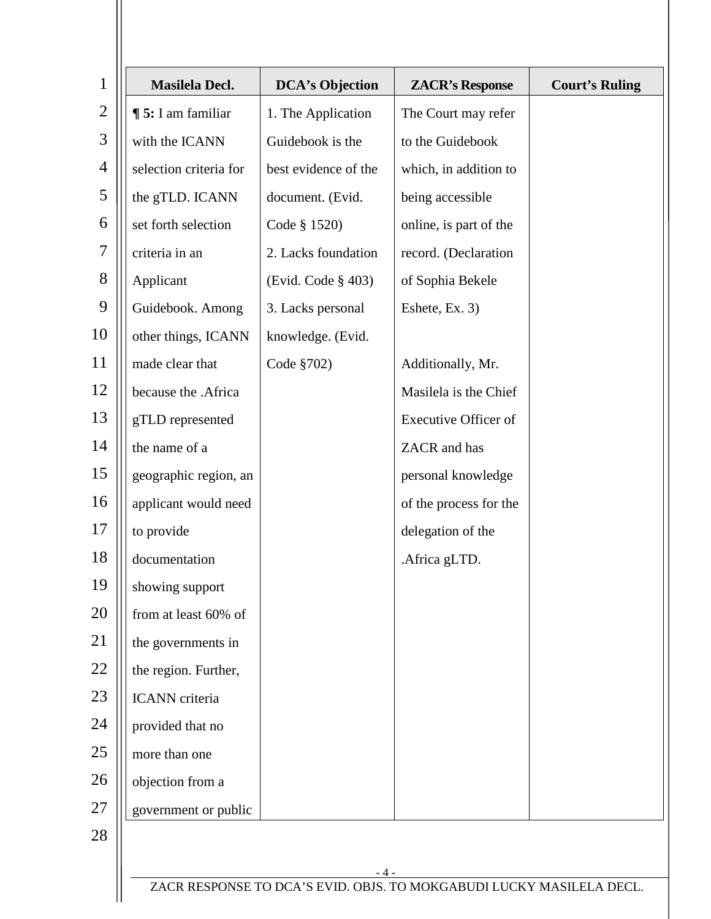| Masilela Decl. | DCA's Objection | ZACR's Response | Court's Ruling |
|---|---|---|---|
| **¶ 5:** I am familiar with the ICANN selection criteria for the gTLD. ICANN set forth selection criteria in an Applicant Guidebook. Among other things, ICANN made clear that because the .Africa gTLD represented the name of a geographic region, an applicant would need to provide documentation showing support from at least 60% of the governments in the region. Further, ICANN criteria provided that no more than one objection from a government or public | 1. The Application Guidebook is the best evidence of the document. (Evid. Code § 1520)<br>2. Lacks foundation (Evid. Code § 403)<br>3. Lacks personal knowledge. (Evid. Code §702) | The Court may refer to the Guidebook which, in addition to being accessible online, is part of the record. (Declaration of Sophia Bekele Eshete, Ex. 3)<br><br>Additionally, Mr. Masilela is the Chief Executive Officer of ZACR and has personal knowledge of the process for the delegation of the .Africa gLTD. | |

ZACR RESPONSE TO DCA'S EVID. OBJS. TO MOKGABUDI LUCKY MASILELA DECL.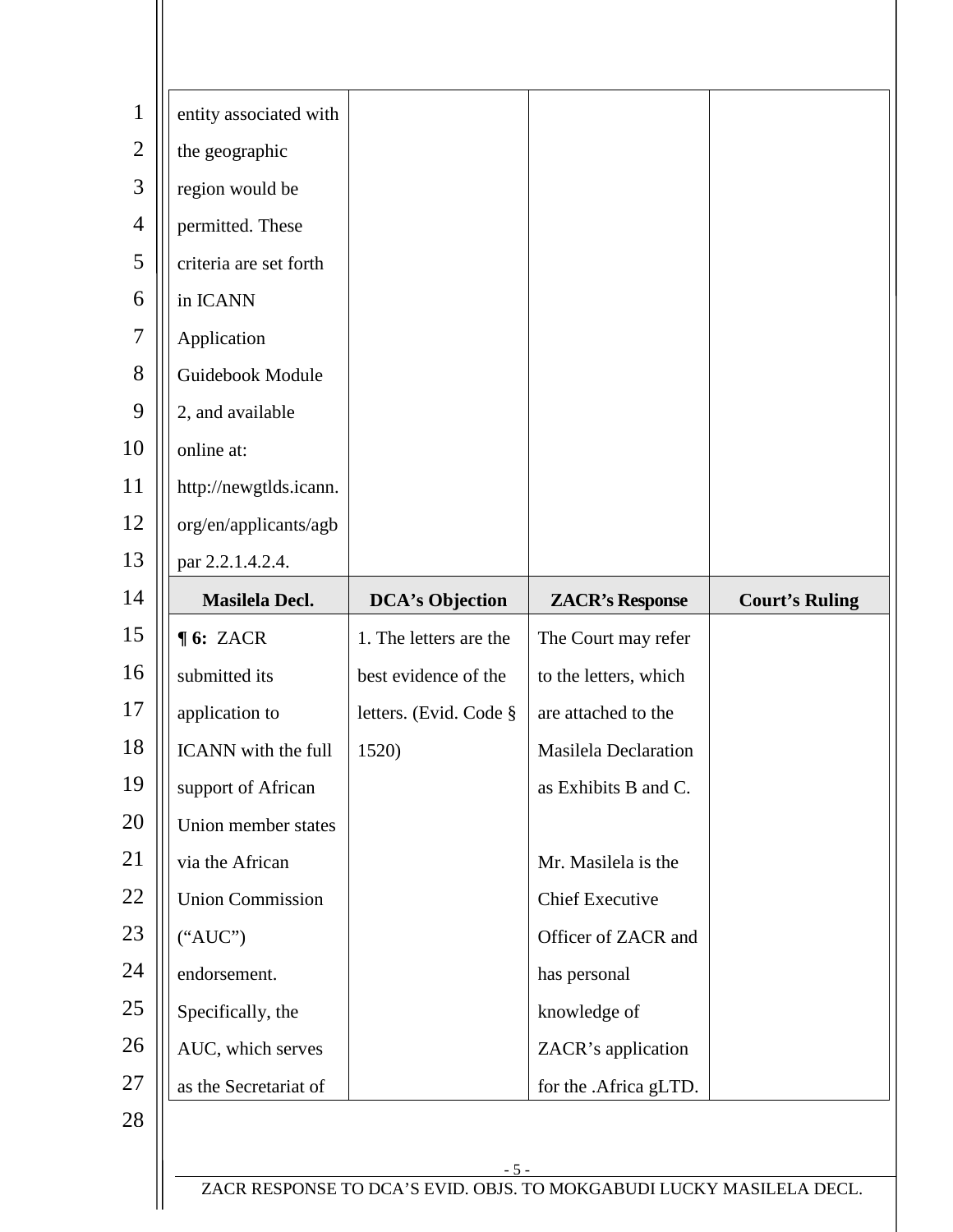| | | | |
|---|---|---|---|
| entity associated with the geographic region would be permitted. These criteria are set forth in ICANN Application Guidebook Module 2, and available online at: http://newgtlds.icann.org/en/applicants/agb par 2.2.1.4.2.4. | | | |

| Masilela Decl. | DCA's Objection | ZACR's Response | Court's Ruling |
|---|---|---|---|
| **¶ 6:** ZACR submitted its application to ICANN with the full support of African Union member states via the African Union Commission ("AUC") endorsement. Specifically, the AUC, which serves as the Secretariat of | 1. The letters are the best evidence of the letters. (Evid. Code § 1520) | The Court may refer to the letters, which are attached to the Masilela Declaration as Exhibits B and C.<br><br>Mr. Masilela is the Chief Executive Officer of ZACR and has personal knowledge of ZACR's application for the .Africa gLTD. | |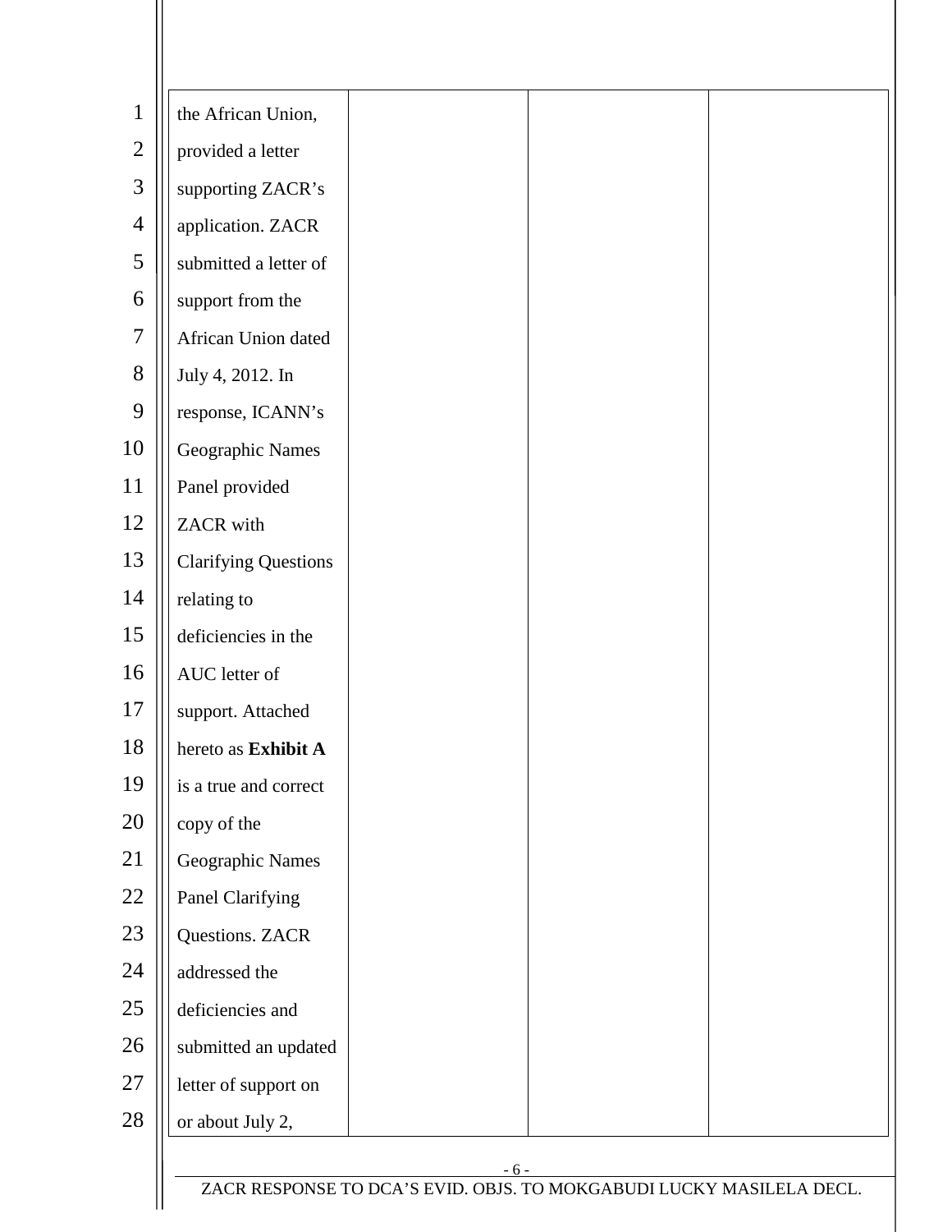| | | | |
|---|---|---|---|
| the African Union, provided a letter supporting ZACR's application. ZACR submitted a letter of support from the African Union dated July 4, 2012. In response, ICANN's Geographic Names Panel provided ZACR with Clarifying Questions relating to deficiencies in the AUC letter of support. Attached hereto as **Exhibit A** is a true and correct copy of the Geographic Names Panel Clarifying Questions. ZACR addressed the deficiencies and submitted an updated letter of support on or about July 2, | | | |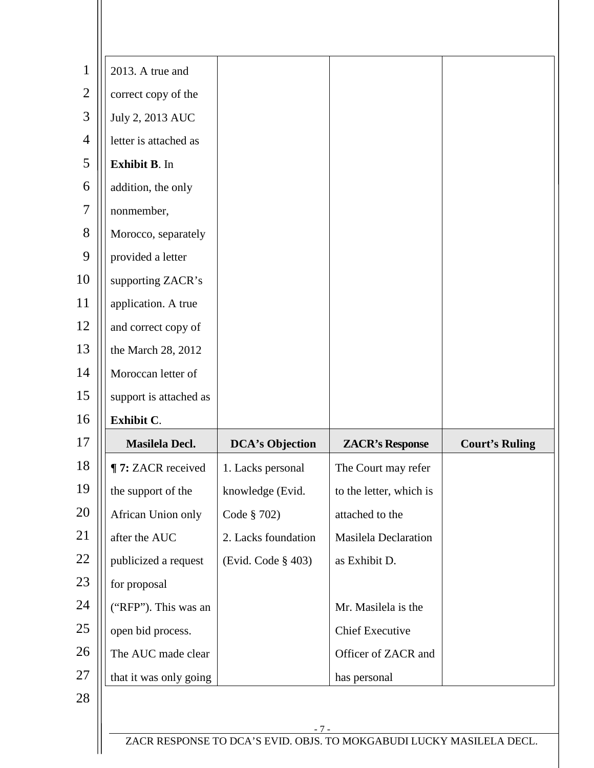| Masilela Decl. | DCA's Objection | ZACR's Response | Court's Ruling |
|---|---|---|---|
| 2013. A true and correct copy of the July 2, 2013 AUC letter is attached as **Exhibit B**. In addition, the only nonmember, Morocco, separately provided a letter supporting ZACR's application. A true and correct copy of the March 28, 2012 Moroccan letter of support is attached as **Exhibit C**. | | | |
| **¶ 7:** ZACR received the support of the African Union only after the AUC publicized a request for proposal ("RFP"). This was an open bid process. The AUC made clear that it was only going | 1. Lacks personal knowledge (Evid. Code § 702)<br>2. Lacks foundation (Evid. Code § 403) | The Court may refer to the letter, which is attached to the Masilela Declaration as Exhibit D.<br><br>Mr. Masilela is the Chief Executive Officer of ZACR and has personal | |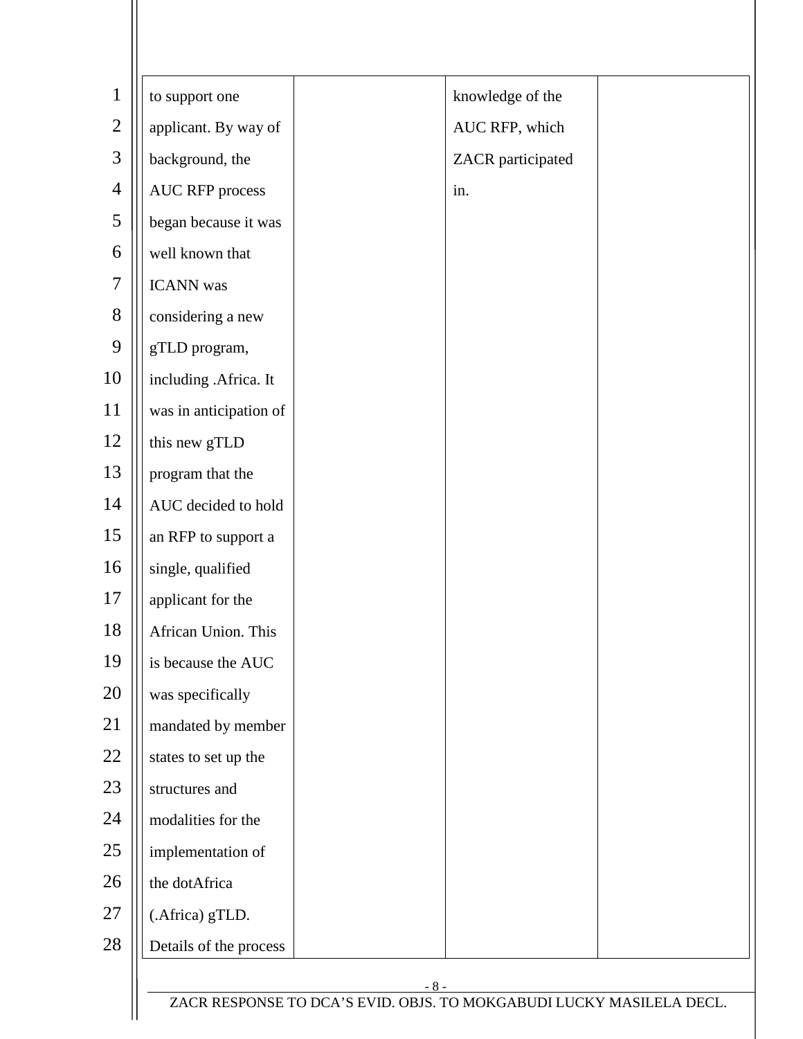| | | | |
|---|---|---|---|
| to support one applicant. By way of background, the AUC RFP process began because it was well known that ICANN was considering a new gTLD program, including .Africa. It was in anticipation of this new gTLD program that the AUC decided to hold an RFP to support a single, qualified applicant for the African Union. This is because the AUC was specifically mandated by member states to set up the structures and modalities for the implementation of the dotAfrica (.Africa) gTLD. Details of the process | | knowledge of the AUC RFP, which ZACR participated in. | |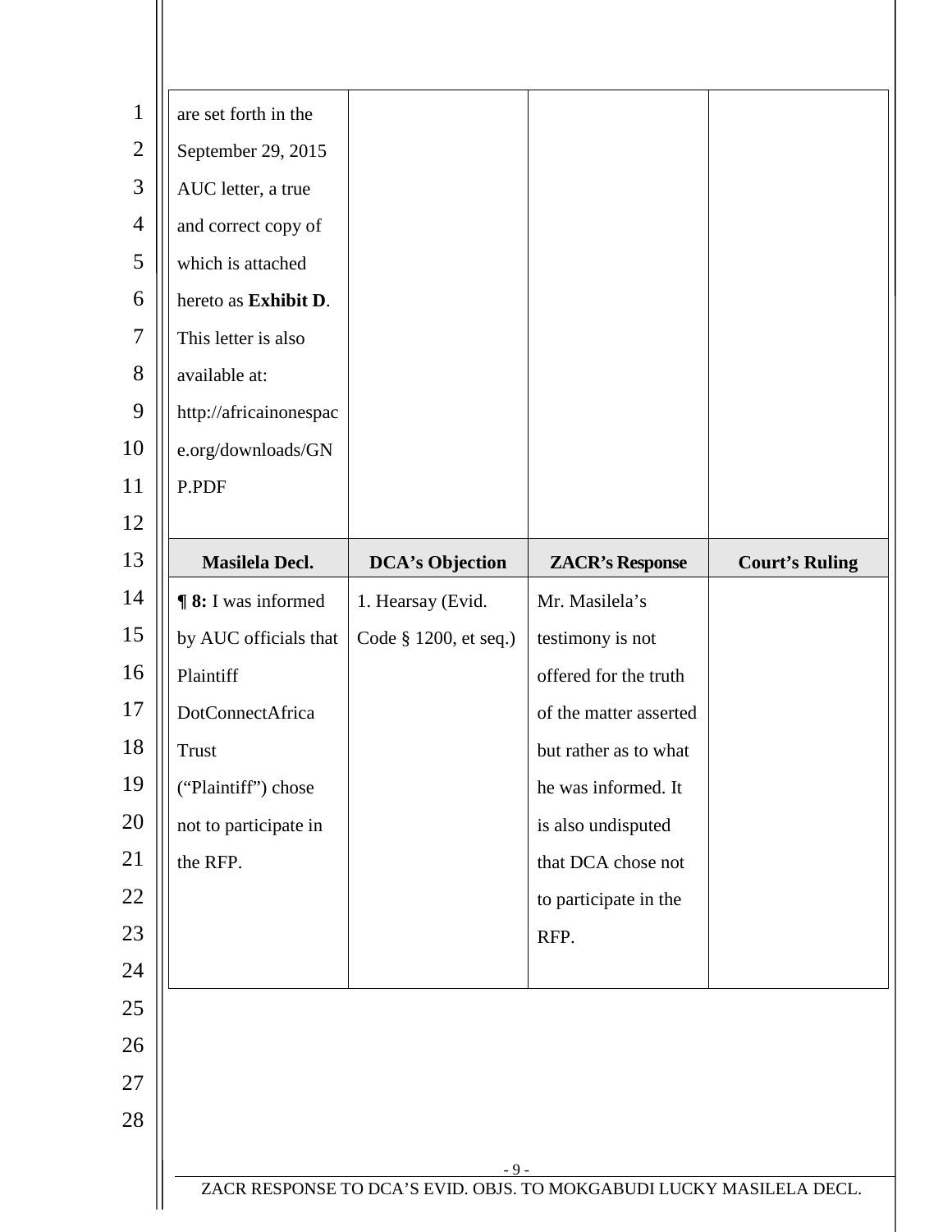| | | | |
|---|---|---|---|
| are set forth in the September 29, 2015 AUC letter, a true and correct copy of which is attached hereto as **Exhibit D**. This letter is also available at: http://africainonespace.org/downloads/GNP.PDF | | | |

| Masilela Decl. | DCA's Objection | ZACR's Response | Court's Ruling |
|---|---|---|---|
| **¶ 8:** I was informed by AUC officials that Plaintiff DotConnectAfrica Trust ("Plaintiff") chose not to participate in the RFP. | 1. Hearsay (Evid. Code § 1200, et seq.) | Mr. Masilela's testimony is not offered for the truth of the matter asserted but rather as to what he was informed. It is also undisputed that DCA chose not to participate in the RFP. | |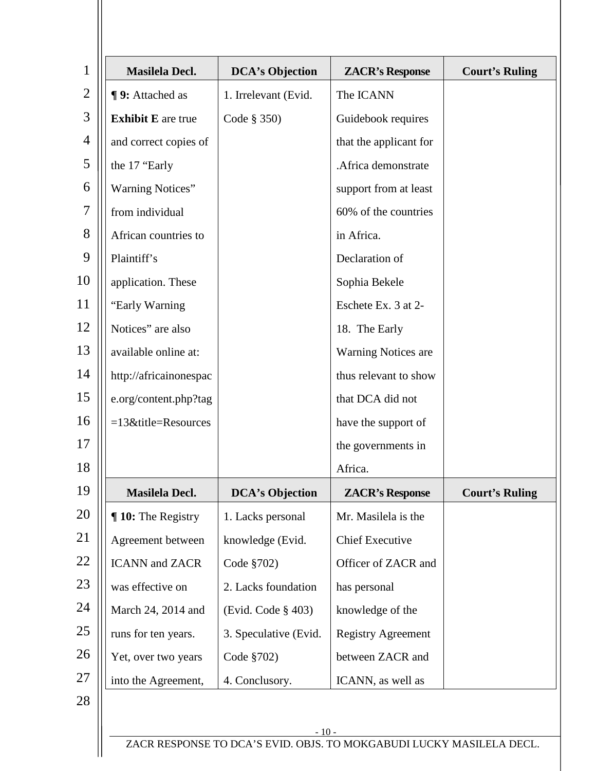| Masilela Decl. | DCA's Objection | ZACR's Response | Court's Ruling |
|---|---|---|---|
| **¶ 9:** Attached as **Exhibit E** are true and correct copies of the 17 "Early Warning Notices" from individual African countries to Plaintiff's application. These "Early Warning Notices" are also available online at: http://africainonespace.org/content.php?tag=13&title=Resources | 1. Irrelevant (Evid. Code § 350) | The ICANN Guidebook requires that the applicant for .Africa demonstrate support from at least 60% of the countries in Africa. Declaration of Sophia Bekele Eschete Ex. 3 at 2-18. The Early Warning Notices are thus relevant to show that DCA did not have the support of the governments in Africa. | |

| Masilela Decl. | DCA's Objection | ZACR's Response | Court's Ruling |
|---|---|---|---|
| **¶ 10:** The Registry Agreement between ICANN and ZACR was effective on March 24, 2014 and runs for ten years. Yet, over two years into the Agreement, | 1. Lacks personal knowledge (Evid. Code §702) 2. Lacks foundation (Evid. Code § 403) 3. Speculative (Evid. Code §702) 4. Conclusory. | Mr. Masilela is the Chief Executive Officer of ZACR and has personal knowledge of the Registry Agreement between ZACR and ICANN, as well as | |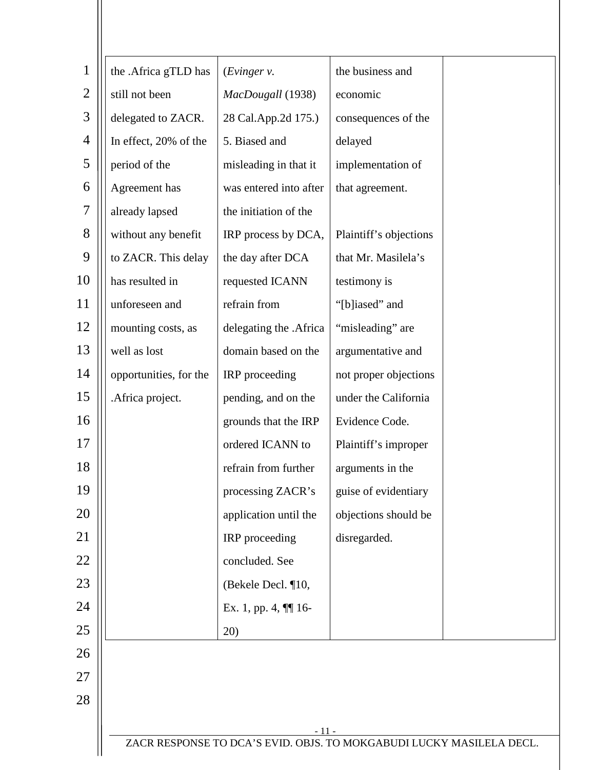| | | | |
|---|---|---|---|
| the .Africa gTLD has still not been delegated to ZACR. In effect, 20% of the period of the Agreement has already lapsed without any benefit to ZACR. This delay has resulted in unforeseen and mounting costs, as well as lost opportunities, for the .Africa project. | (*Evinger v. MacDougall* (1938) 28 Cal.App.2d 175.) 5. Biased and misleading in that it was entered into after the initiation of the IRP process by DCA, the day after DCA requested ICANN refrain from delegating the .Africa domain based on the IRP proceeding pending, and on the grounds that the IRP ordered ICANN to refrain from further processing ZACR's application until the IRP proceeding concluded. See (Bekele Decl. ¶10, Ex. 1, pp. 4, ¶¶ 16-20) | the business and economic consequences of the delayed implementation of that agreement.<br><br>Plaintiff's objections that Mr. Masilela's testimony is "[b]iased" and "misleading" are argumentative and not proper objections under the California Evidence Code. Plaintiff's improper arguments in the guise of evidentiary objections should be disregarded. | |

ZACR RESPONSE TO DCA'S EVID. OBJS. TO MOKGABUDI LUCKY MASILELA DECL.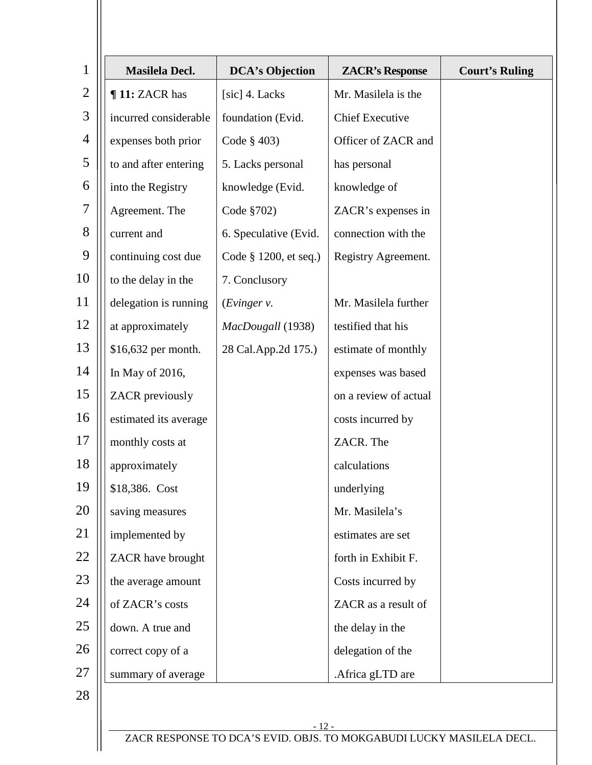| Masilela Decl. | DCA's Objection | ZACR's Response | Court's Ruling |
|---|---|---|---|
| **¶ 11:** ZACR has incurred considerable expenses both prior to and after entering into the Registry Agreement. The current and continuing cost due to the delay in the delegation is running at approximately $16,632 per month. In May of 2016, ZACR previously estimated its average monthly costs at approximately $18,386. Cost saving measures implemented by ZACR have brought the average amount of ZACR's costs down. A true and correct copy of a summary of average | [sic] 4. Lacks foundation (Evid. Code § 403)<br>5. Lacks personal knowledge (Evid. Code §702)<br>6. Speculative (Evid. Code § 1200, et seq.)<br>7. Conclusory (*Evinger v. MacDougall* (1938) 28 Cal.App.2d 175.) | Mr. Masilela is the Chief Executive Officer of ZACR and has personal knowledge of ZACR's expenses in connection with the Registry Agreement.<br><br>Mr. Masilela further testified that his estimate of monthly expenses was based on a review of actual costs incurred by ZACR. The calculations underlying Mr. Masilela's estimates are set forth in Exhibit F. Costs incurred by ZACR as a result of the delay in the delegation of the .Africa gLTD are | |

ZACR RESPONSE TO DCA'S EVID. OBJS. TO MOKGABUDI LUCKY MASILELA DECL.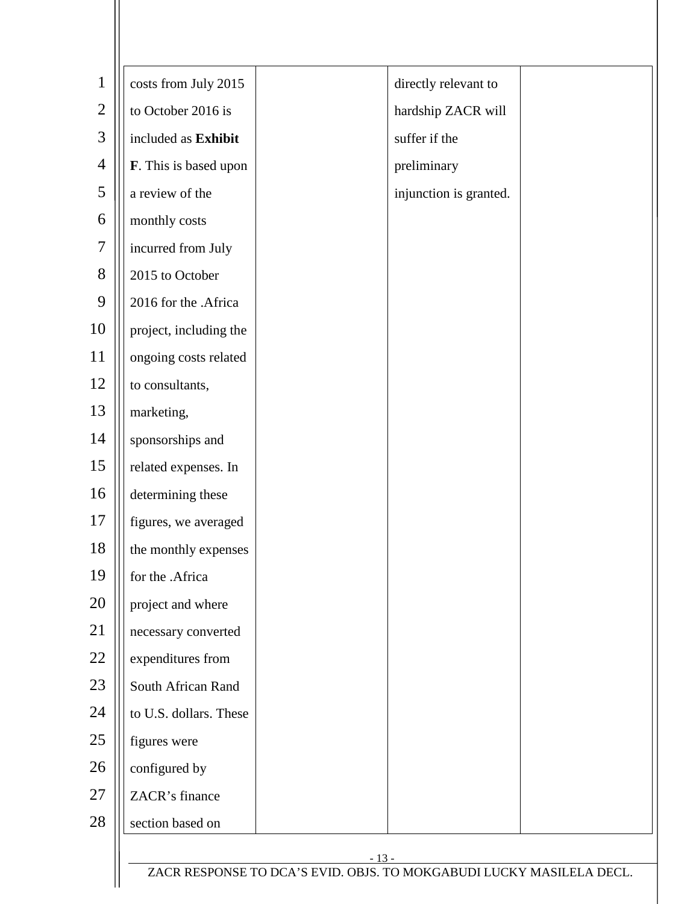| | | | |
|---|---|---|---|
| costs from July 2015 to October 2016 is included as **Exhibit F**. This is based upon a review of the monthly costs incurred from July 2015 to October 2016 for the .Africa project, including the ongoing costs related to consultants, marketing, sponsorships and related expenses. In determining these figures, we averaged the monthly expenses for the .Africa project and where necessary converted expenditures from South African Rand to U.S. dollars. These figures were configured by ZACR's finance section based on | | directly relevant to hardship ZACR will suffer if the preliminary injunction is granted. | |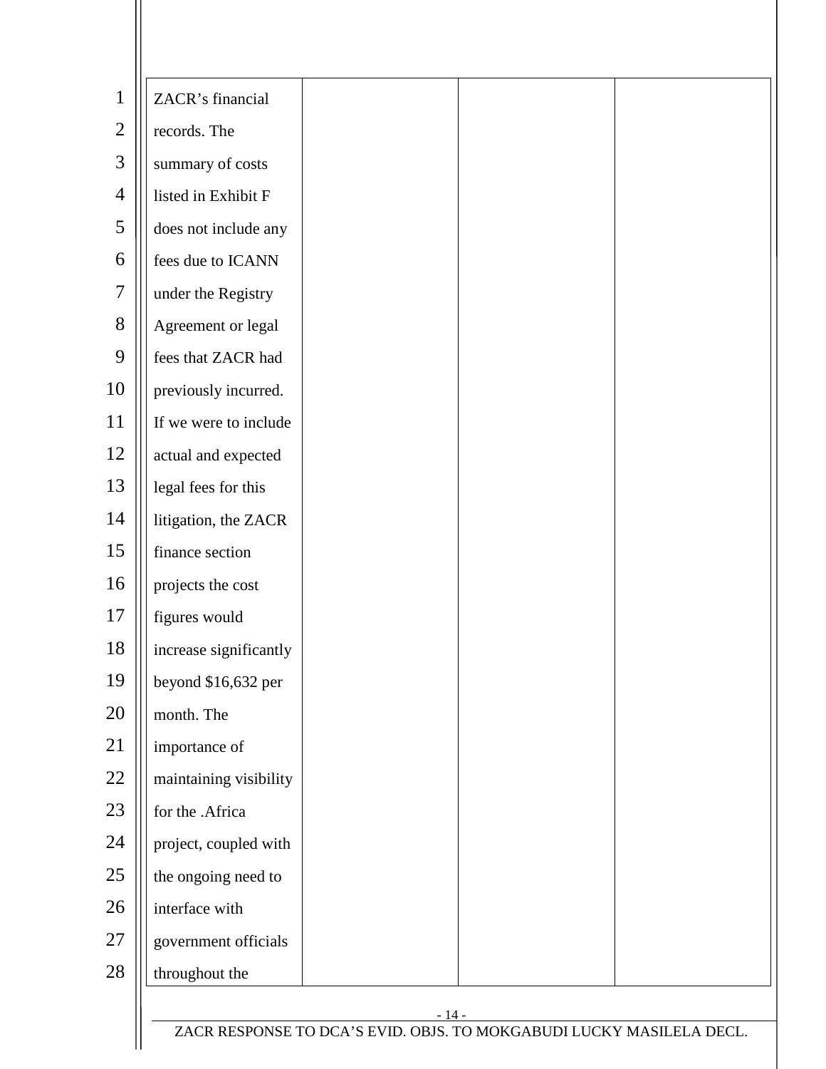| | | | |
|---|---|---|---|
| ZACR's financial records. The summary of costs listed in Exhibit F does not include any fees due to ICANN under the Registry Agreement or legal fees that ZACR had previously incurred. If we were to include actual and expected legal fees for this litigation, the ZACR finance section projects the cost figures would increase significantly beyond $16,632 per month. The importance of maintaining visibility for the .Africa project, coupled with the ongoing need to interface with government officials throughout the | | | |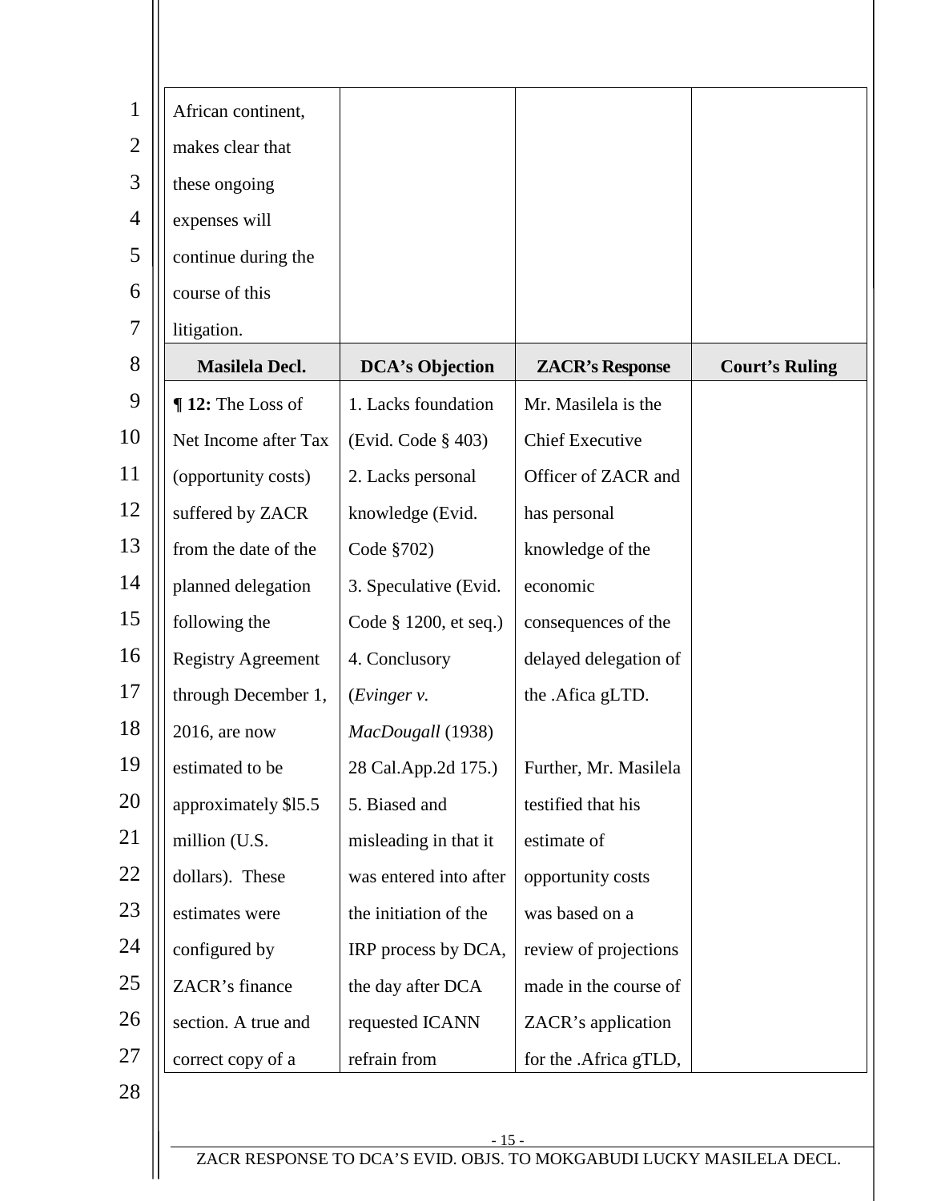| | | | |
|---|---|---|---|
| African continent, makes clear that these ongoing expenses will continue during the course of this litigation. | | | |

| **Masilela Decl.** | **DCA's Objection** | **ZACR's Response** | **Court's Ruling** |
|---|---|---|---|
| **¶ 12:** The Loss of Net Income after Tax (opportunity costs) suffered by ZACR from the date of the planned delegation following the Registry Agreement through December 1, 2016, are now estimated to be approximately $l5.5 million (U.S. dollars). These estimates were configured by ZACR's finance section. A true and correct copy of a | 1. Lacks foundation (Evid. Code § 403)<br>2. Lacks personal knowledge (Evid. Code §702)<br>3. Speculative (Evid. Code § 1200, et seq.)<br>4. Conclusory (*Evinger v. MacDougall* (1938) 28 Cal.App.2d 175.)<br>5. Biased and misleading in that it was entered into after the initiation of the IRP process by DCA, the day after DCA requested ICANN refrain from | Mr. Masilela is the Chief Executive Officer of ZACR and has personal knowledge of the economic consequences of the delayed delegation of the .Afica gLTD.<br><br>Further, Mr. Masilela testified that his estimate of opportunity costs was based on a review of projections made in the course of ZACR's application for the .Africa gTLD, | |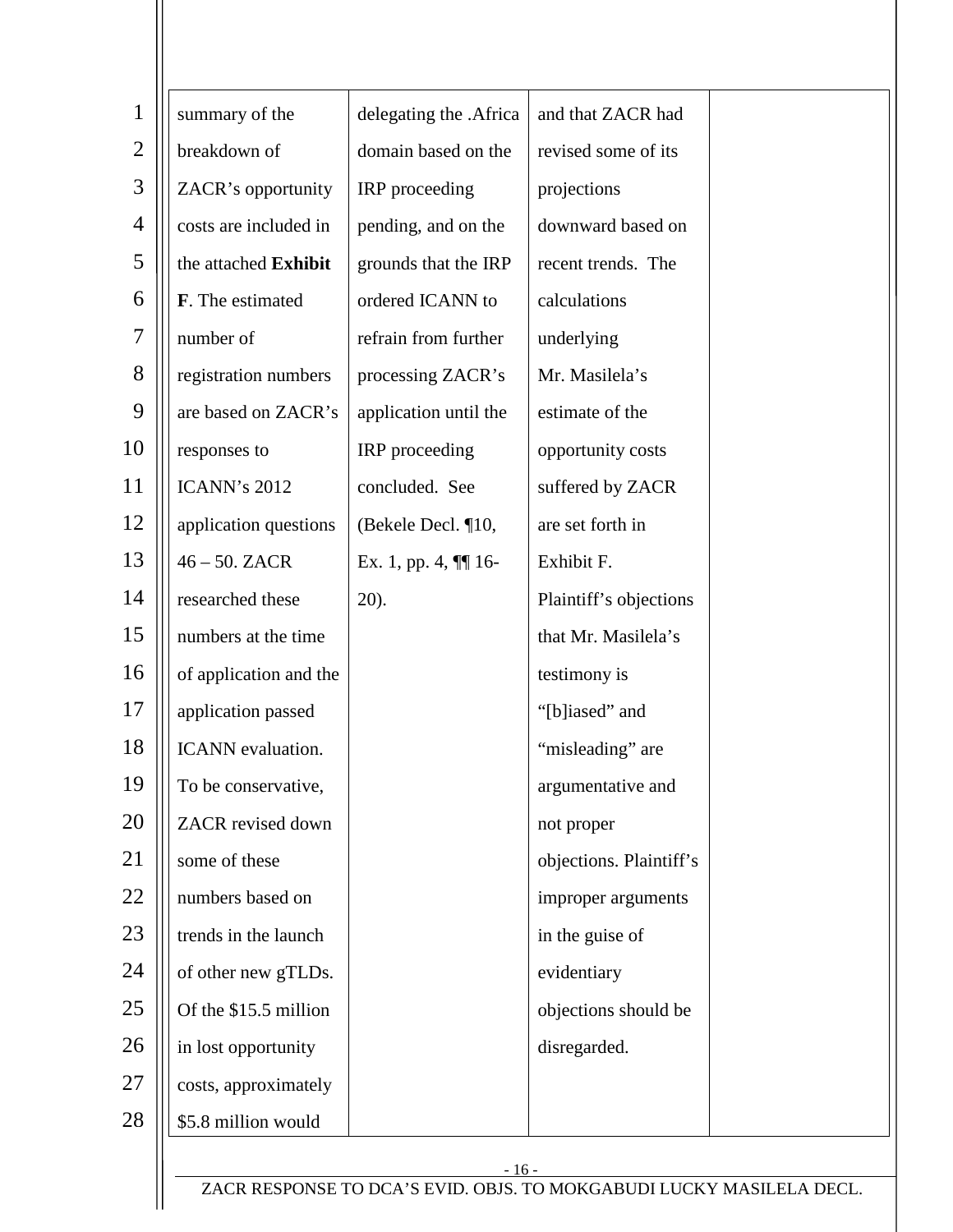| | | | |
|---|---|---|---|
| summary of the breakdown of ZACR's opportunity costs are included in the attached **Exhibit F**. The estimated number of registration numbers are based on ZACR's responses to ICANN's 2012 application questions 46 – 50. ZACR researched these numbers at the time of application and the application passed ICANN evaluation. To be conservative, ZACR revised down some of these numbers based on trends in the launch of other new gTLDs. Of the $15.5 million in lost opportunity costs, approximately $5.8 million would | delegating the .Africa domain based on the IRP proceeding pending, and on the grounds that the IRP ordered ICANN to refrain from further processing ZACR's application until the IRP proceeding concluded. See (Bekele Decl. ¶10, Ex. 1, pp. 4, ¶¶ 16-20). | and that ZACR had revised some of its projections downward based on recent trends. The calculations underlying Mr. Masilela's estimate of the opportunity costs suffered by ZACR are set forth in Exhibit F. Plaintiff's objections that Mr. Masilela's testimony is "[b]iased" and "misleading" are argumentative and not proper objections. Plaintiff's improper arguments in the guise of evidentiary objections should be disregarded. | |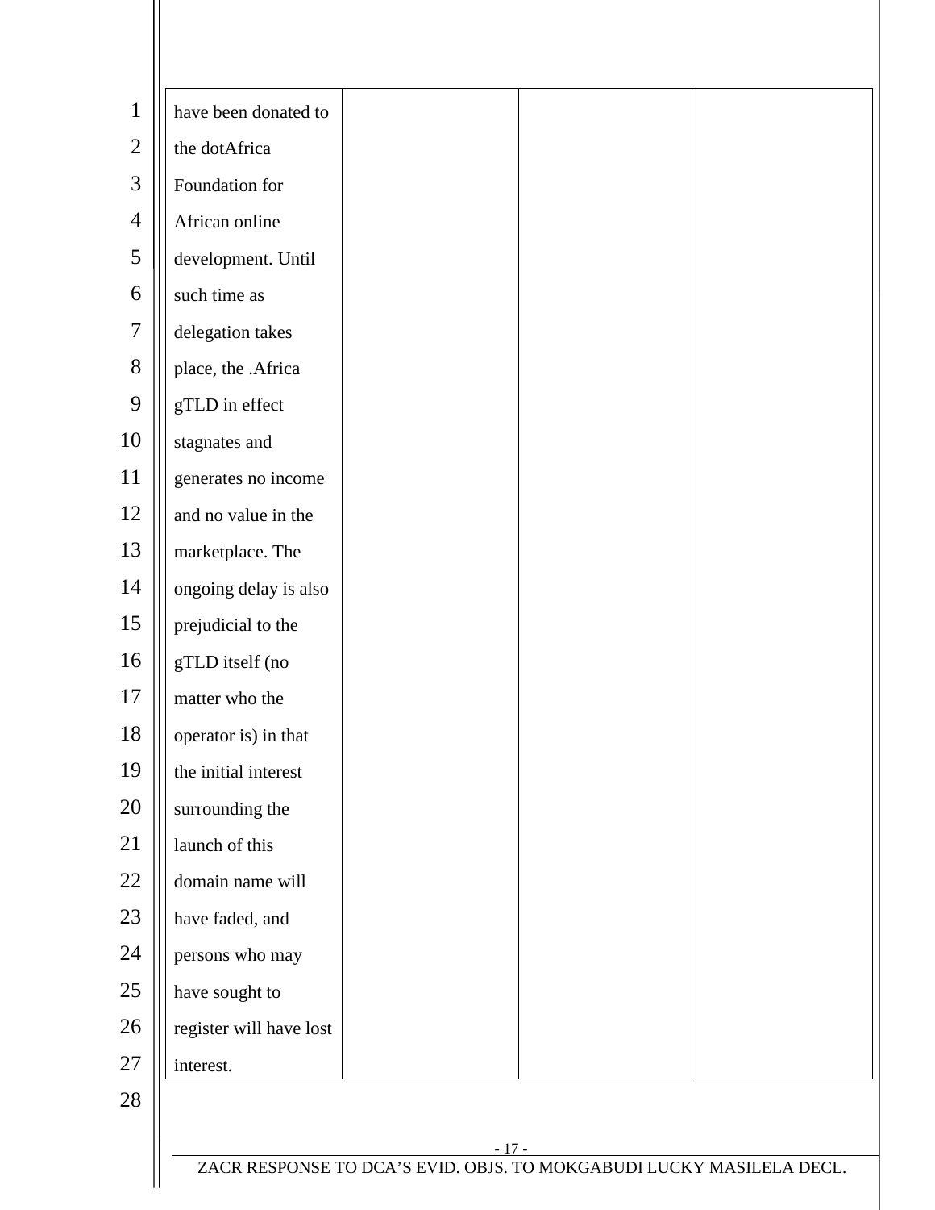| | | | |
|---|---|---|---|
| have been donated to the dotAfrica Foundation for African online development. Until such time as delegation takes place, the .Africa gTLD in effect stagnates and generates no income and no value in the marketplace. The ongoing delay is also prejudicial to the gTLD itself (no matter who the operator is) in that the initial interest surrounding the launch of this domain name will have faded, and persons who may have sought to register will have lost interest. | | | |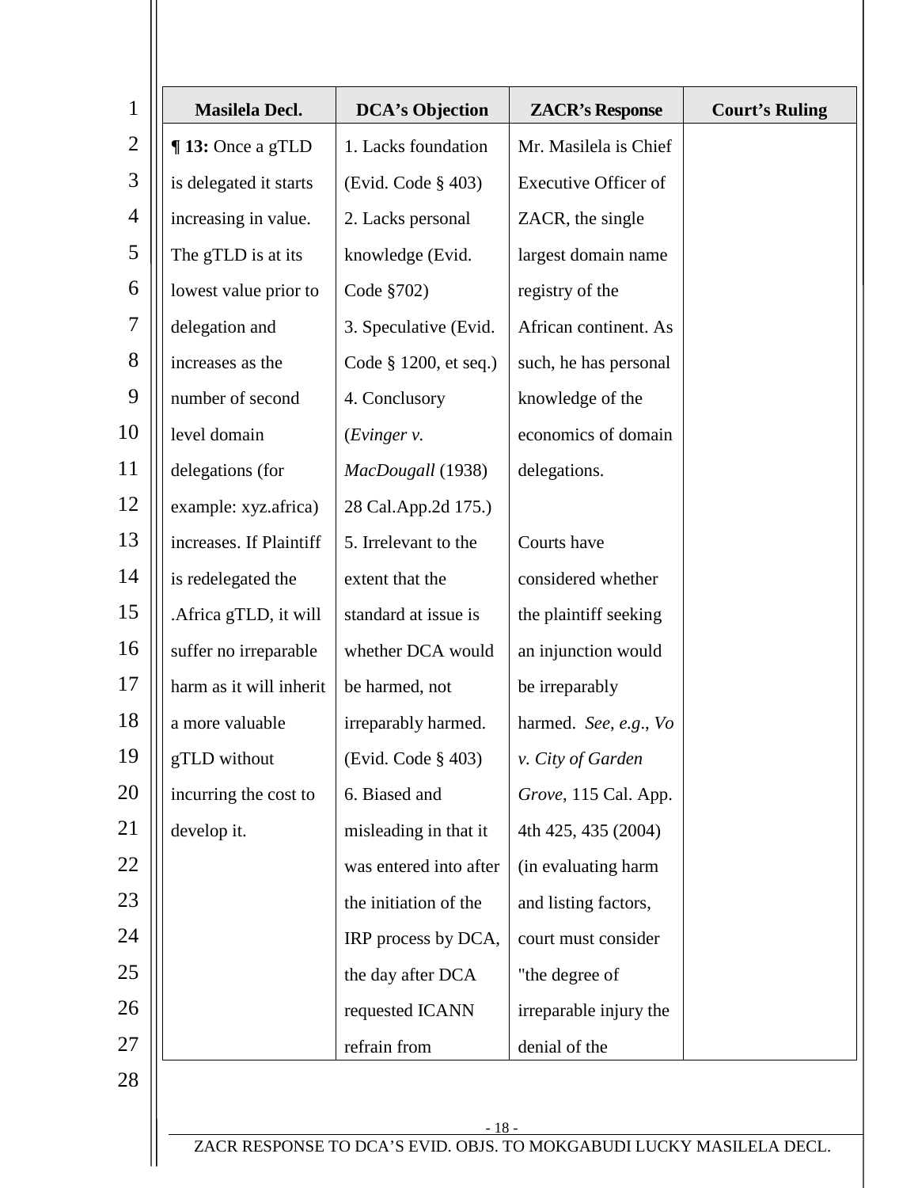| Masilela Decl. | DCA's Objection | ZACR's Response | Court's Ruling |
|---|---|---|---|
| **¶ 13:** Once a gTLD is delegated it starts increasing in value. The gTLD is at its lowest value prior to delegation and increases as the number of second level domain delegations (for example: xyz.africa) increases. If Plaintiff is redelegated the .Africa gTLD, it will suffer no irreparable harm as it will inherit a more valuable gTLD without incurring the cost to develop it. | 1. Lacks foundation (Evid. Code § 403)<br>2. Lacks personal knowledge (Evid. Code §702)<br>3. Speculative (Evid. Code § 1200, et seq.)<br>4. Conclusory (*Evinger v. MacDougall* (1938) 28 Cal.App.2d 175.)<br>5. Irrelevant to the extent that the standard at issue is whether DCA would be harmed, not irreparably harmed. (Evid. Code § 403)<br>6. Biased and misleading in that it was entered into after the initiation of the IRP process by DCA, the day after DCA requested ICANN refrain from | Mr. Masilela is Chief Executive Officer of ZACR, the single largest domain name registry of the African continent. As such, he has personal knowledge of the economics of domain delegations.<br><br>Courts have considered whether the plaintiff seeking an injunction would be irreparably harmed. *See*, *e.g*., *Vo v. City of Garden Grove*, 115 Cal. App. 4th 425, 435 (2004) (in evaluating harm and listing factors, court must consider "the degree of irreparable injury the denial of the | |

ZACR RESPONSE TO DCA'S EVID. OBJS. TO MOKGABUDI LUCKY MASILELA DECL.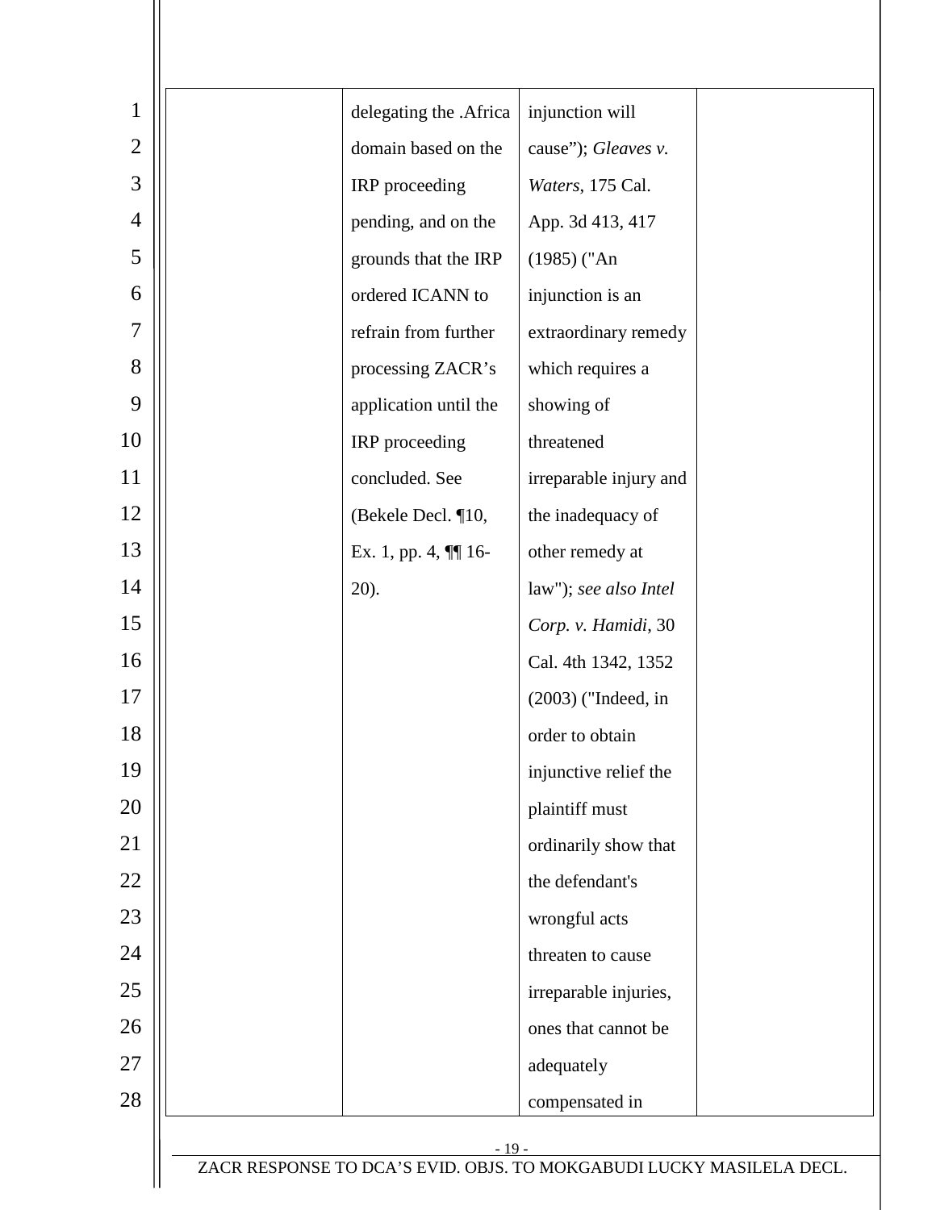| | | | |
|---|---|---|---|
| | delegating the .Africa domain based on the IRP proceeding pending, and on the grounds that the IRP ordered ICANN to refrain from further processing ZACR's application until the IRP proceeding concluded. See (Bekele Decl. ¶10, Ex. 1, pp. 4, ¶¶ 16-20). | injunction will cause"); *Gleaves v. Waters*, 175 Cal. App. 3d 413, 417 (1985) ("An injunction is an extraordinary remedy which requires a showing of threatened irreparable injury and the inadequacy of other remedy at law"); *see also Intel Corp. v. Hamidi*, 30 Cal. 4th 1342, 1352 (2003) ("Indeed, in order to obtain injunctive relief the plaintiff must ordinarily show that the defendant's wrongful acts threaten to cause irreparable injuries, ones that cannot be adequately compensated in | |

ZACR RESPONSE TO DCA'S EVID. OBJS. TO MOKGABUDI LUCKY MASILELA DECL.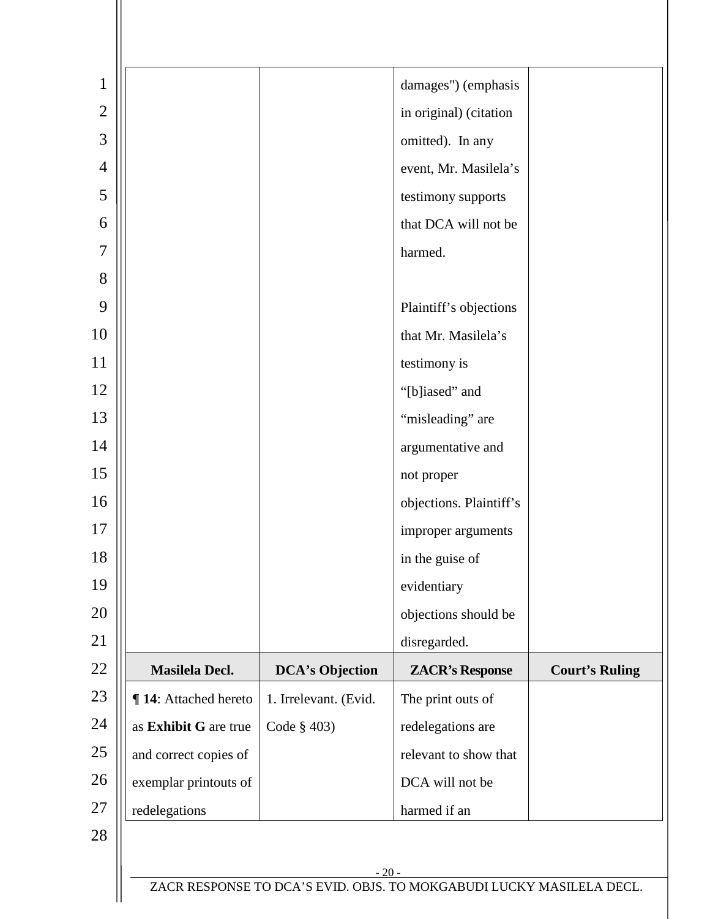| | | | |
|---|---|---|---|
| | | damages") (emphasis in original) (citation omitted). In any event, Mr. Masilela's testimony supports that DCA will not be harmed.<br><br>Plaintiff's objections that Mr. Masilela's testimony is "[b]iased" and "misleading" are argumentative and not proper objections. Plaintiff's improper arguments in the guise of evidentiary objections should be disregarded. | |
| **Masilela Decl.** | **DCA's Objection** | **ZACR's Response** | **Court's Ruling** |
| **¶ 14**: Attached hereto as **Exhibit G** are true and correct copies of exemplar printouts of redelegations | 1. Irrelevant. (Evid. Code § 403) | The print outs of redelegations are relevant to show that DCA will not be harmed if an | |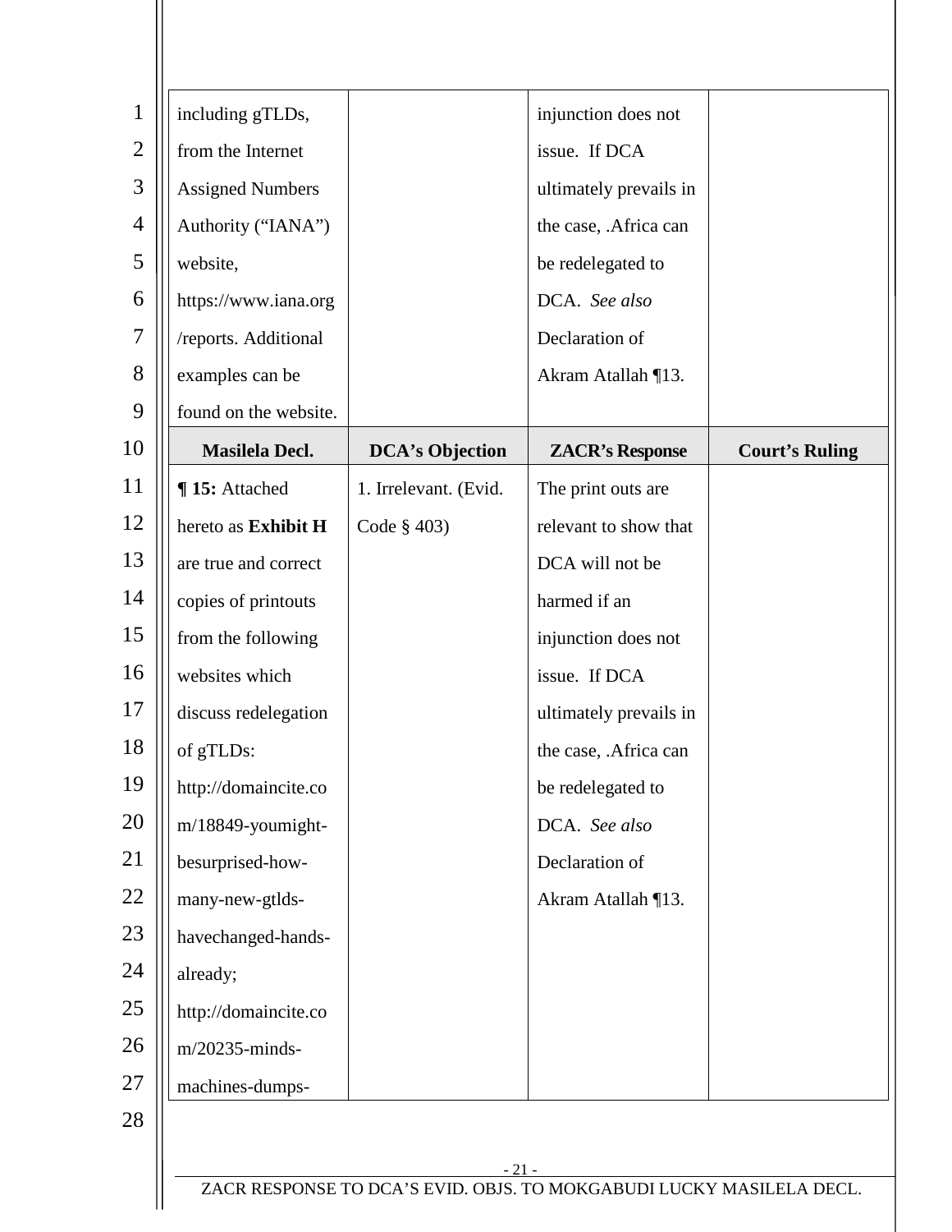| | | | |
|---|---|---|---|
| including gTLDs, from the Internet Assigned Numbers Authority ("IANA") website, https://www.iana.org/reports. Additional examples can be found on the website. | | injunction does not issue. If DCA ultimately prevails in the case, .Africa can be redelegated to DCA. *See also* Declaration of Akram Atallah ¶13. | |
| **Masilela Decl.** | **DCA's Objection** | **ZACR's Response** | **Court's Ruling** |
| **¶ 15:** Attached hereto as **Exhibit H** are true and correct copies of printouts from the following websites which discuss redelegation of gTLDs: http://domaincite.com/18849-youmight-besurprised-how-many-new-gtlds-havechanged-hands-already; http://domaincite.com/20235-minds-machines-dumps- | 1. Irrelevant. (Evid. Code § 403) | The print outs are relevant to show that DCA will not be harmed if an injunction does not issue. If DCA ultimately prevails in the case, .Africa can be redelegated to DCA. *See also* Declaration of Akram Atallah ¶13. | |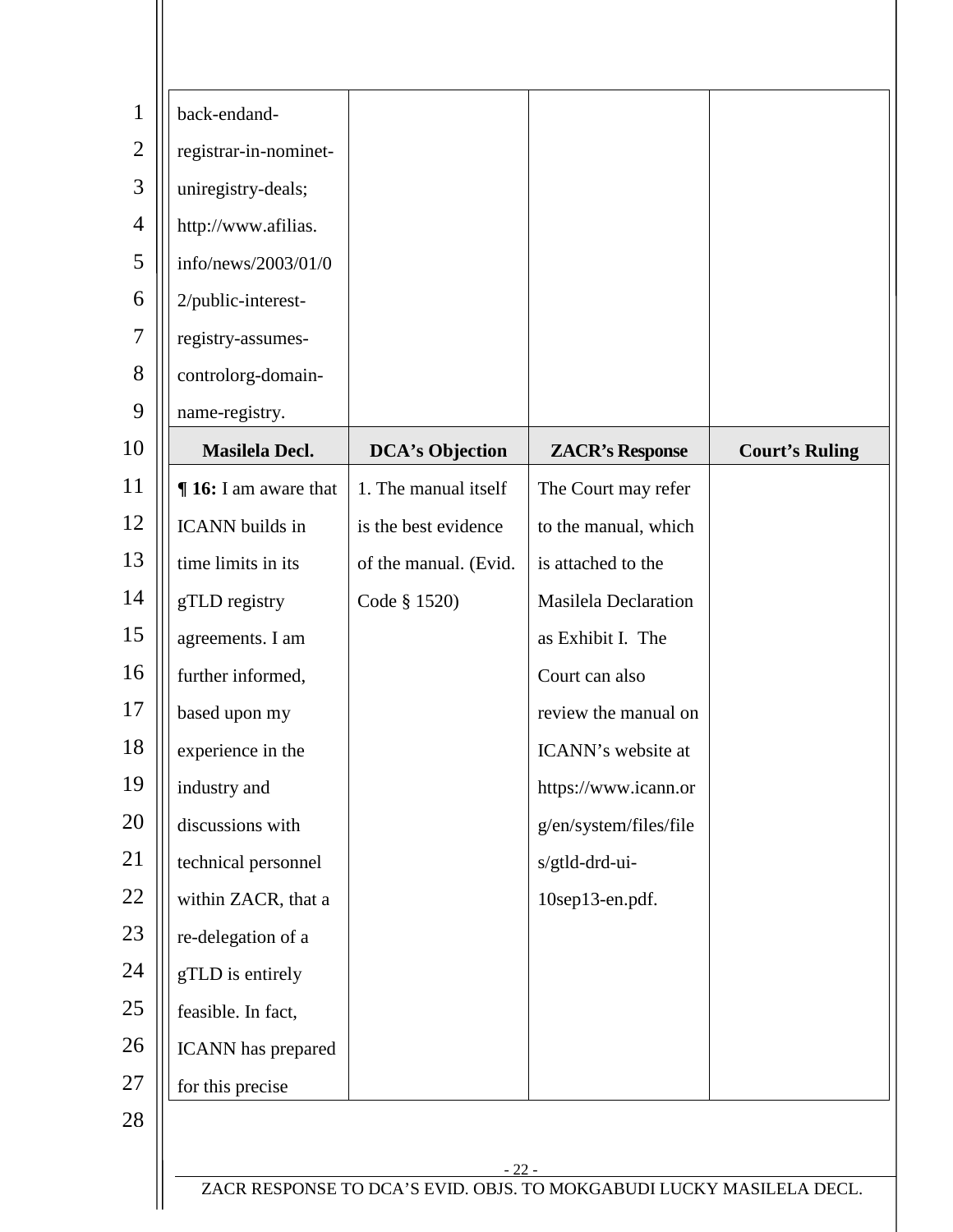| | | | |
|---|---|---|---|
| back-endand-registrar-in-nominet-uniregistry-deals; http://www.afilias.info/news/2003/01/02/public-interest-registry-assumes-controlorg-domain-name-registry. | | | |
| **Masilela Decl.** | **DCA's Objection** | **ZACR's Response** | **Court's Ruling** |
| **¶ 16:** I am aware that ICANN builds in time limits in its gTLD registry agreements. I am further informed, based upon my experience in the industry and discussions with technical personnel within ZACR, that a re-delegation of a gTLD is entirely feasible. In fact, ICANN has prepared for this precise | 1. The manual itself is the best evidence of the manual. (Evid. Code § 1520) | The Court may refer to the manual, which is attached to the Masilela Declaration as Exhibit I. The Court can also review the manual on ICANN's website at https://www.icann.org/en/system/files/files/gtld-drd-ui-10sep13-en.pdf. | |

ZACR RESPONSE TO DCA'S EVID. OBJS. TO MOKGABUDI LUCKY MASILELA DECL.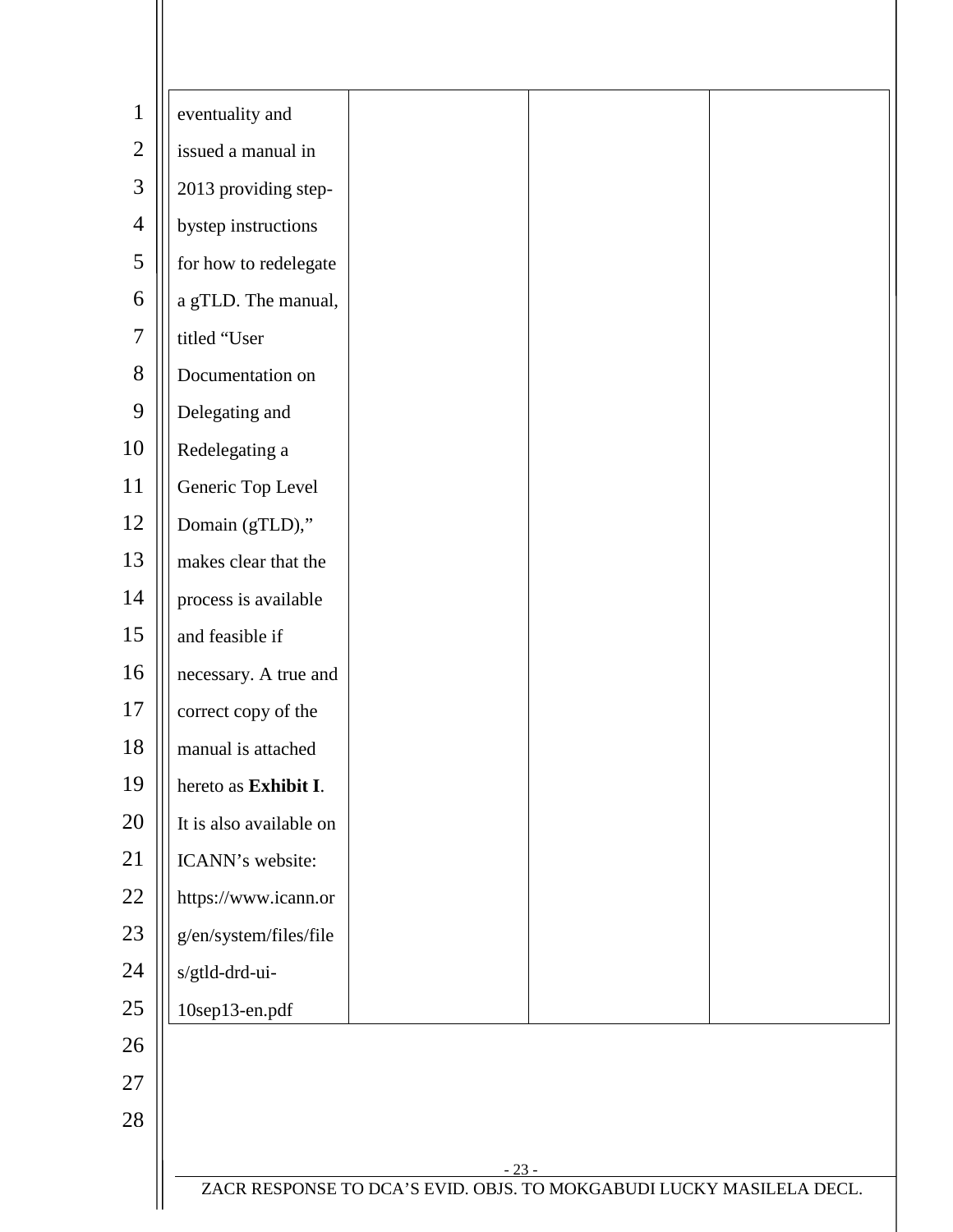| | | | |
|---|---|---|---|
| eventuality and issued a manual in 2013 providing step-bystep instructions for how to redelegate a gTLD. The manual, titled "User Documentation on Delegating and Redelegating a Generic Top Level Domain (gTLD)," makes clear that the process is available and feasible if necessary. A true and correct copy of the manual is attached hereto as **Exhibit I**. It is also available on ICANN's website: https://www.icann.org/en/system/files/files/gtld-drd-ui-10sep13-en.pdf | | | |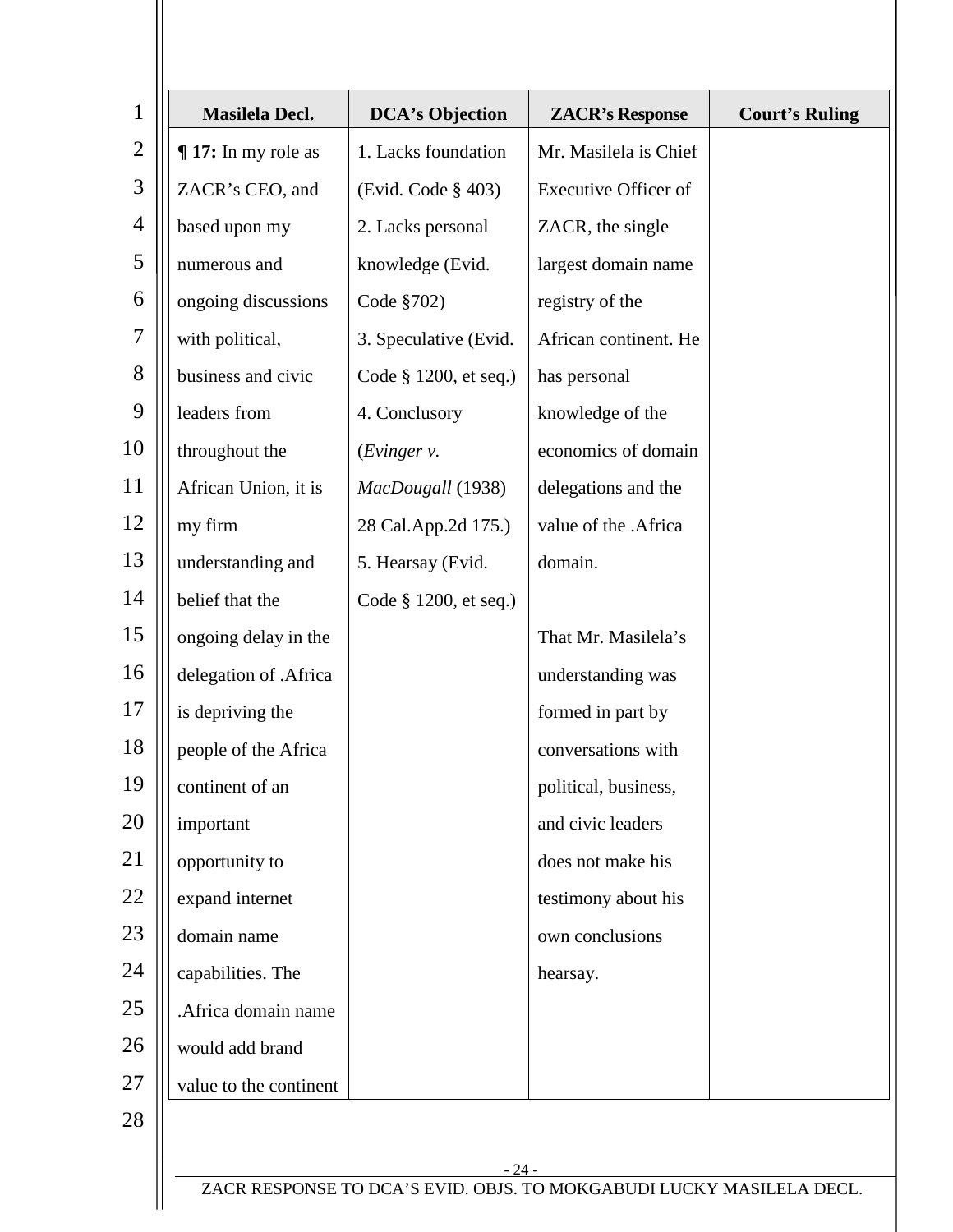| Masilela Decl. | DCA's Objection | ZACR's Response | Court's Ruling |
|---|---|---|---|
| **¶ 17:** In my role as ZACR's CEO, and based upon my numerous and ongoing discussions with political, business and civic leaders from throughout the African Union, it is my firm understanding and belief that the ongoing delay in the delegation of .Africa is depriving the people of the Africa continent of an important opportunity to expand internet domain name capabilities. The .Africa domain name would add brand value to the continent | 1. Lacks foundation (Evid. Code § 403)<br>2. Lacks personal knowledge (Evid. Code §702)<br>3. Speculative (Evid. Code § 1200, et seq.)<br>4. Conclusory (*Evinger v. MacDougall* (1938) 28 Cal.App.2d 175.)<br>5. Hearsay (Evid. Code § 1200, et seq.) | Mr. Masilela is Chief Executive Officer of ZACR, the single largest domain name registry of the African continent. He has personal knowledge of the economics of domain delegations and the value of the .Africa domain.<br><br>That Mr. Masilela's understanding was formed in part by conversations with political, business, and civic leaders does not make his testimony about his own conclusions hearsay. | |

ZACR RESPONSE TO DCA'S EVID. OBJS. TO MOKGABUDI LUCKY MASILELA DECL.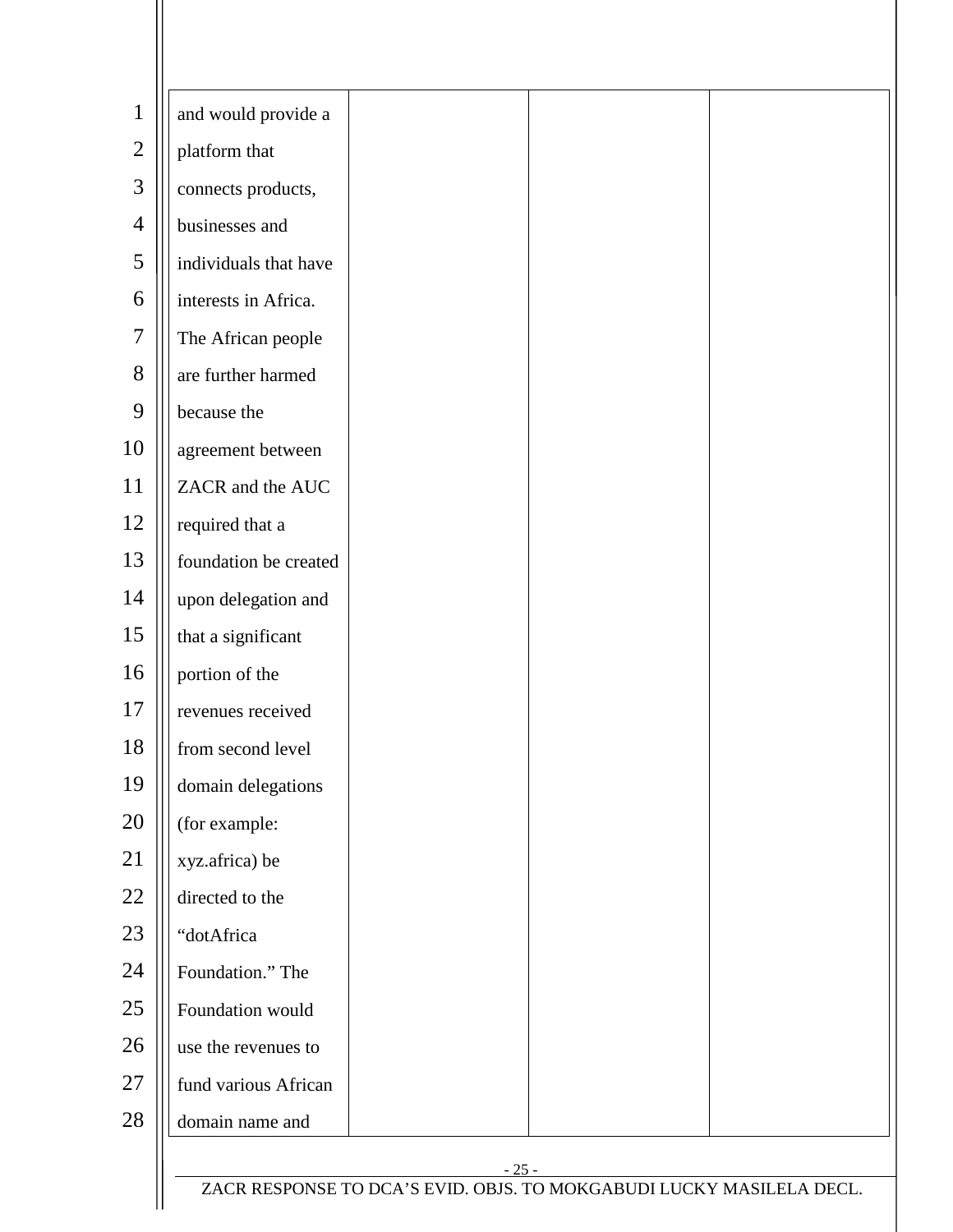| | | | |
|---|---|---|---|
| and would provide a platform that connects products, businesses and individuals that have interests in Africa. The African people are further harmed because the agreement between ZACR and the AUC required that a foundation be created upon delegation and that a significant portion of the revenues received from second level domain delegations (for example: xyz.africa) be directed to the "dotAfrica Foundation." The Foundation would use the revenues to fund various African domain name and | | | |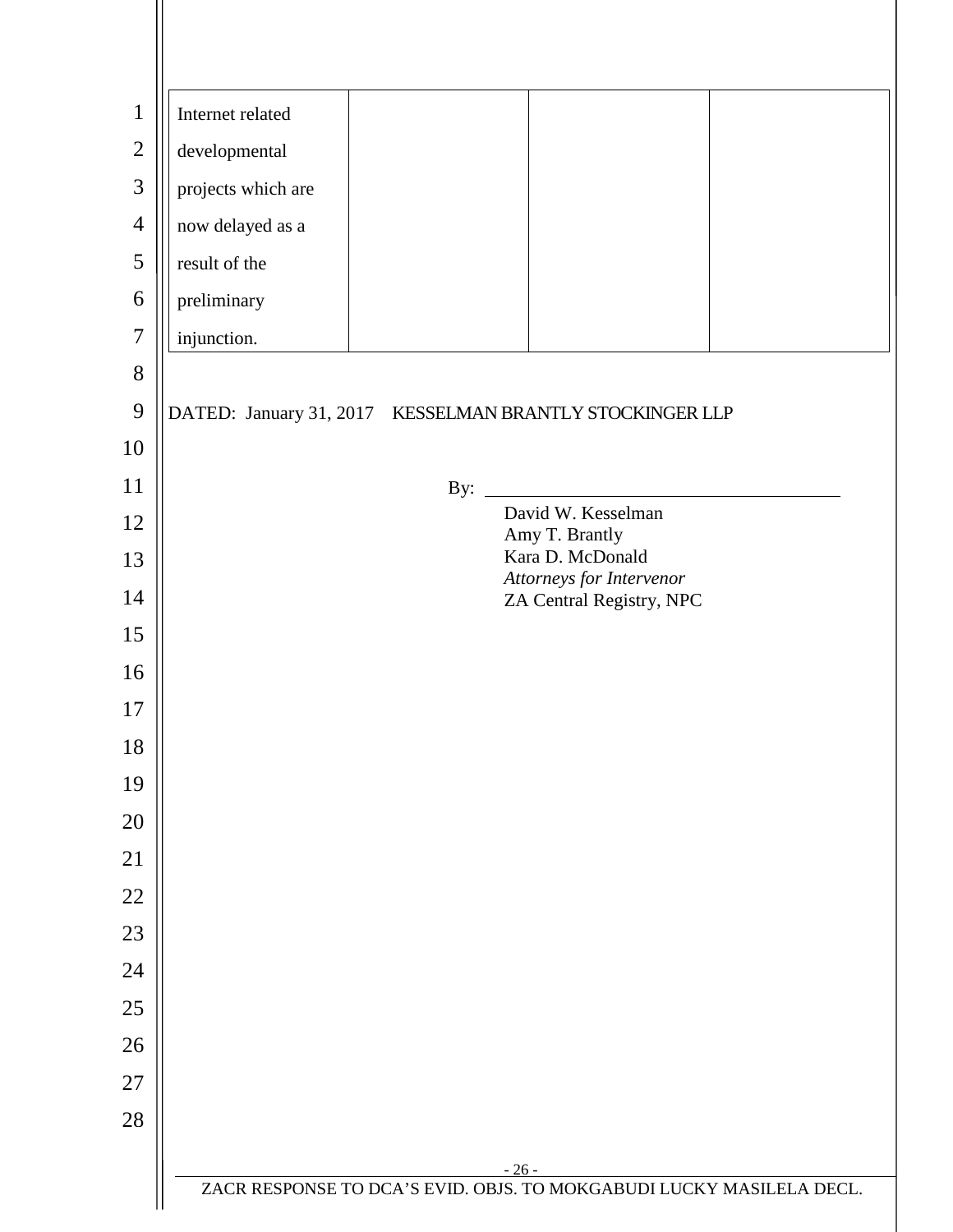| | | | |
|---|---|---|---|
| Internet related developmental projects which are now delayed as a result of the preliminary injunction. | | | |

DATED: January 31, 2017 KESSELMAN BRANTLY STOCKINGER LLP

By: ___________________________

David W. Kesselman
Amy T. Brantly
Kara D. McDonald
*Attorneys for Intervenor*
ZA Central Registry, NPC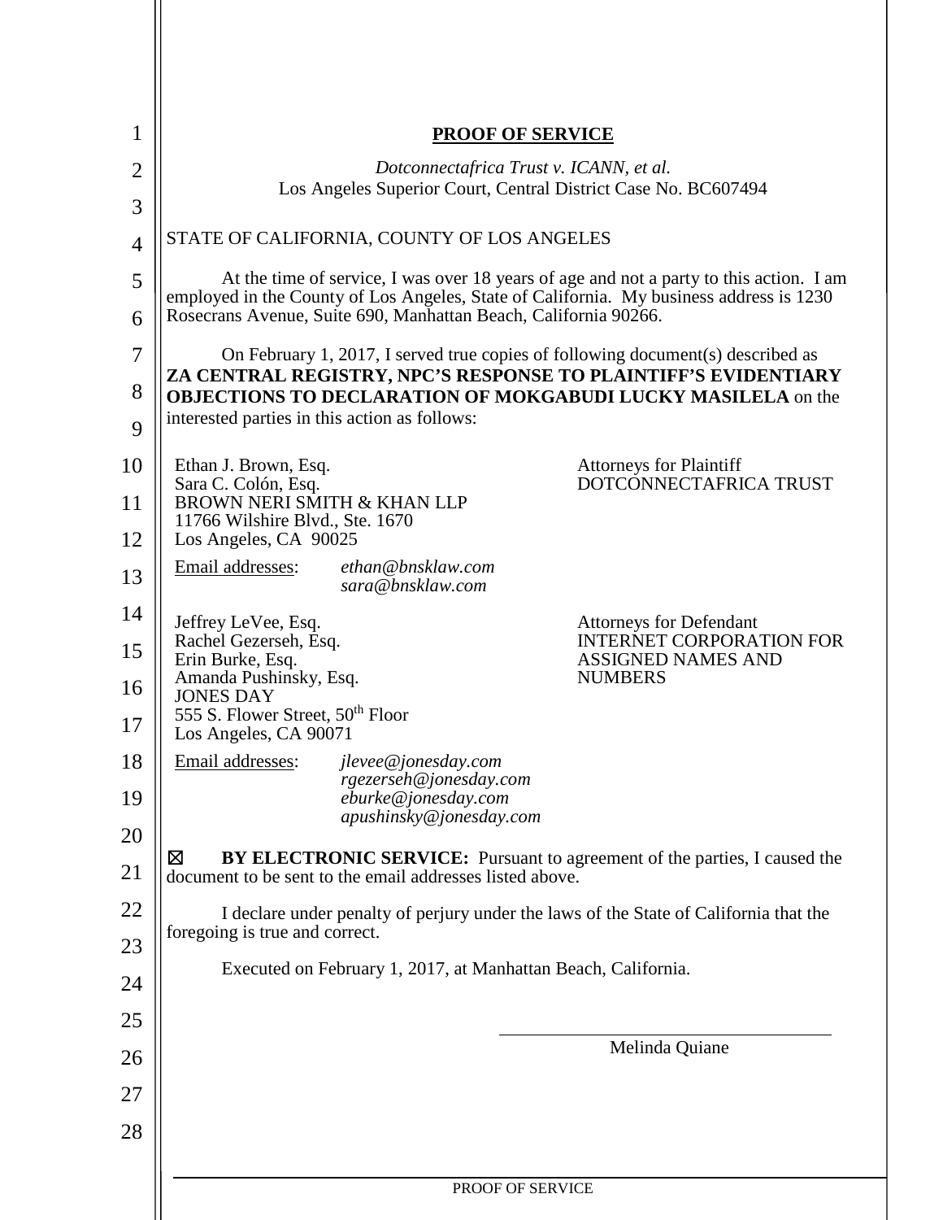# PROOF OF SERVICE

*Dotconnectafrica Trust v. ICANN, et al.*
Los Angeles Superior Court, Central District Case No. BC607494

STATE OF CALIFORNIA, COUNTY OF LOS ANGELES

At the time of service, I was over 18 years of age and not a party to this action. I am employed in the County of Los Angeles, State of California. My business address is 1230 Rosecrans Avenue, Suite 690, Manhattan Beach, California 90266.

On February 1, 2017, I served true copies of following document(s) described as **ZA CENTRAL REGISTRY, NPC'S RESPONSE TO PLAINTIFF'S EVIDENTIARY OBJECTIONS TO DECLARATION OF MOKGABUDI LUCKY MASILELA** on the interested parties in this action as follows:

| | |
|---|---|
| Ethan J. Brown, Esq.<br>Sara C. Colón, Esq.<br>BROWN NERI SMITH & KHAN LLP<br>11766 Wilshire Blvd., Ste. 1670<br>Los Angeles, CA 90025<br>Email addresses: *ethan@bnsklaw.com* *sara@bnsklaw.com* | Attorneys for Plaintiff DOTCONNECTAFRICA TRUST |
| Jeffrey LeVee, Esq.<br>Rachel Gezerseh, Esq.<br>Erin Burke, Esq.<br>Amanda Pushinsky, Esq.<br>JONES DAY<br>555 S. Flower Street, 50th Floor<br>Los Angeles, CA 90071<br>Email addresses: *jlevee@jonesday.com* *rgezerseh@jonesday.com* *eburke@jonesday.com* *apushinsky@jonesday.com* | Attorneys for Defendant INTERNET CORPORATION FOR ASSIGNED NAMES AND NUMBERS |

☒ **BY ELECTRONIC SERVICE:** Pursuant to agreement of the parties, I caused the document to be sent to the email addresses listed above.

I declare under penalty of perjury under the laws of the State of California that the foregoing is true and correct.

Executed on February 1, 2017, at Manhattan Beach, California.

Melinda Quiane